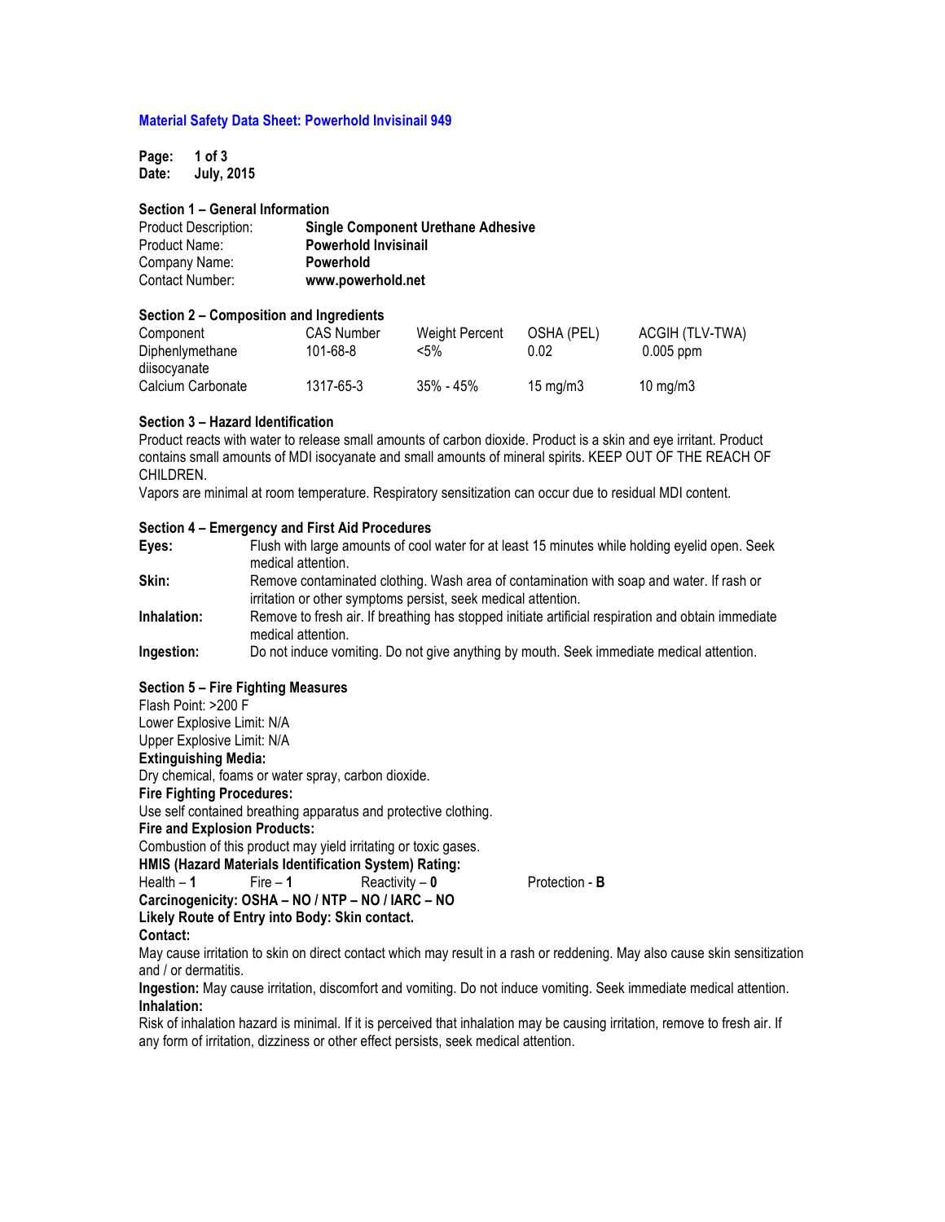# Material Safety Data Sheet: Powerhold Invisinail 949

**Date: July, 2015**

## Section 1 – General Information

| | |
|---|---|
| Product Description: | **Single Component Urethane Adhesive** |
| Product Name: | **Powerhold Invisinail** |
| Company Name: | **Powerhold** |
| Contact Number: | **www.powerhold.net** |

## Section 2 – Composition and Ingredients

| Component | CAS Number | Weight Percent | OSHA (PEL) | ACGIH (TLV-TWA) |
|---|---|---|---|---|
| Diphenlymethane diisocyanate | 101-68-8 | <5% | 0.02 | 0.005 ppm |
| Calcium Carbonate | 1317-65-3 | 35% - 45% | 15 mg/m3 | 10 mg/m3 |

## Section 3 – Hazard Identification

Product reacts with water to release small amounts of carbon dioxide. Product is a skin and eye irritant. Product contains small amounts of MDI isocyanate and small amounts of mineral spirits. KEEP OUT OF THE REACH OF CHILDREN.

Vapors are minimal at room temperature. Respiratory sensitization can occur due to residual MDI content.

## Section 4 – Emergency and First Aid Procedures

**Eyes:** Flush with large amounts of cool water for at least 15 minutes while holding eyelid open. Seek medical attention.

**Skin:** Remove contaminated clothing. Wash area of contamination with soap and water. If rash or irritation or other symptoms persist, seek medical attention.

**Inhalation:** Remove to fresh air. If breathing has stopped initiate artificial respiration and obtain immediate medical attention.

**Ingestion:** Do not induce vomiting. Do not give anything by mouth. Seek immediate medical attention.

## Section 5 – Fire Fighting Measures

Flash Point: >200 F

Lower Explosive Limit: N/A

Upper Explosive Limit: N/A

**Extinguishing Media:**

Dry chemical, foams or water spray, carbon dioxide.

**Fire Fighting Procedures:**

Use self contained breathing apparatus and protective clothing.

**Fire and Explosion Products:**

Combustion of this product may yield irritating or toxic gases.

**HMIS (Hazard Materials Identification System) Rating:**

Health – **1** Fire – **1** Reactivity – **0** Protection - **B**

**Carcinogenicity: OSHA – NO / NTP – NO / IARC – NO**

**Likely Route of Entry into Body: Skin contact.**

**Contact:**

May cause irritation to skin on direct contact which may result in a rash or reddening. May also cause skin sensitization and / or dermatitis.

**Ingestion:** May cause irritation, discomfort and vomiting. Do not induce vomiting. Seek immediate medical attention.

**Inhalation:**

Risk of inhalation hazard is minimal. If it is perceived that inhalation may be causing irritation, remove to fresh air. If any form of irritation, dizziness or other effect persists, seek medical attention.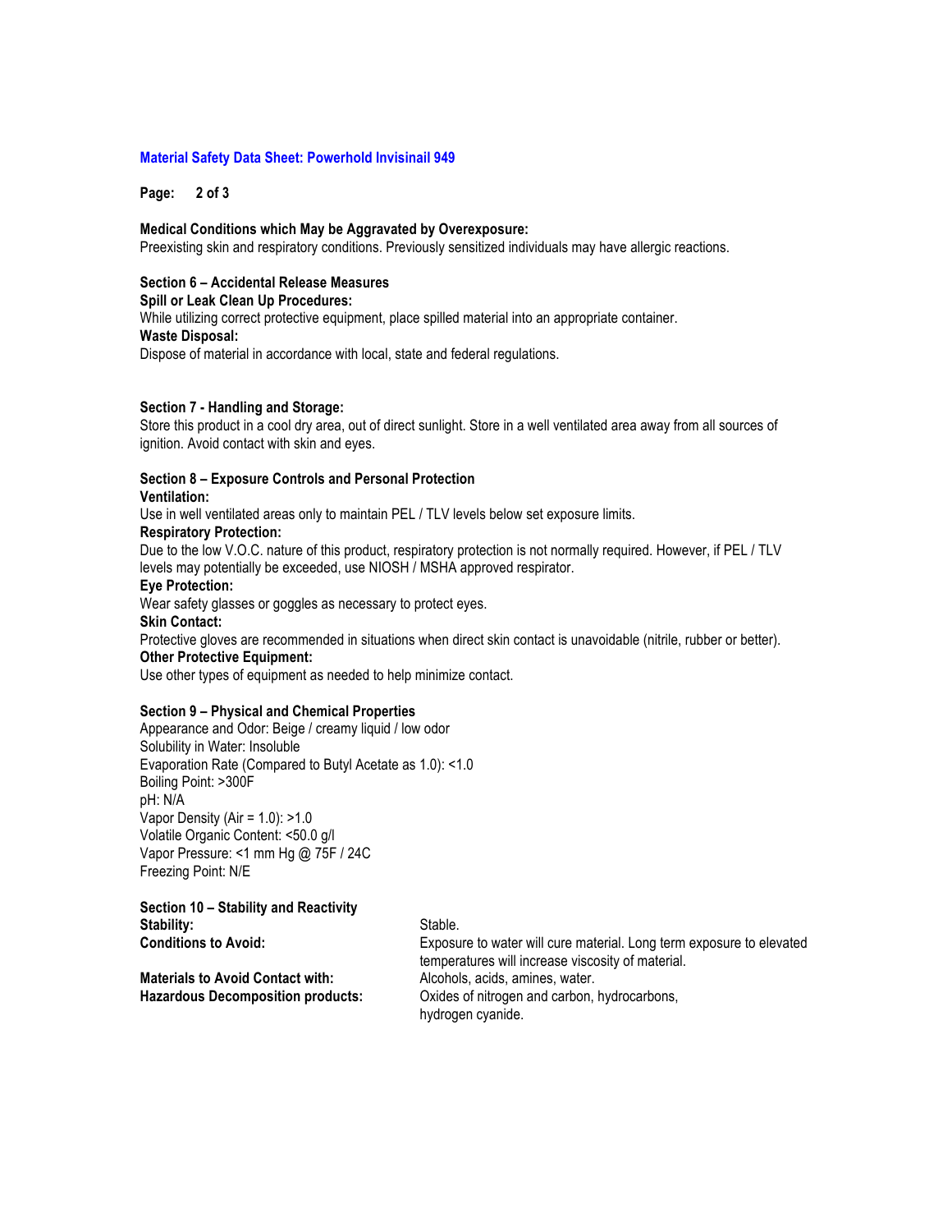**Medical Conditions which May be Aggravated by Overexposure:**
Preexisting skin and respiratory conditions. Previously sensitized individuals may have allergic reactions.

## Section 6 – Accidental Release Measures

**Spill or Leak Clean Up Procedures:**
While utilizing correct protective equipment, place spilled material into an appropriate container.

**Waste Disposal:**
Dispose of material in accordance with local, state and federal regulations.

## Section 7 - Handling and Storage:

Store this product in a cool dry area, out of direct sunlight. Store in a well ventilated area away from all sources of ignition. Avoid contact with skin and eyes.

## Section 8 – Exposure Controls and Personal Protection

**Ventilation:**
Use in well ventilated areas only to maintain PEL / TLV levels below set exposure limits.

**Respiratory Protection:**
Due to the low V.O.C. nature of this product, respiratory protection is not normally required. However, if PEL / TLV levels may potentially be exceeded, use NIOSH / MSHA approved respirator.

**Eye Protection:**
Wear safety glasses or goggles as necessary to protect eyes.

**Skin Contact:**
Protective gloves are recommended in situations when direct skin contact is unavoidable (nitrile, rubber or better).

**Other Protective Equipment:**
Use other types of equipment as needed to help minimize contact.

## Section 9 – Physical and Chemical Properties

Appearance and Odor: Beige / creamy liquid / low odor
Solubility in Water: Insoluble
Evaporation Rate (Compared to Butyl Acetate as 1.0): <1.0
Boiling Point: >300F
pH: N/A
Vapor Density (Air = 1.0): >1.0
Volatile Organic Content: <50.0 g/l
Vapor Pressure: <1 mm Hg @ 75F / 24C
Freezing Point: N/E

## Section 10 – Stability and Reactivity

**Stability:** Stable.

**Conditions to Avoid:** Exposure to water will cure material. Long term exposure to elevated temperatures will increase viscosity of material.

**Materials to Avoid Contact with:** Alcohols, acids, amines, water.

**Hazardous Decomposition products:** Oxides of nitrogen and carbon, hydrocarbons, hydrogen cyanide.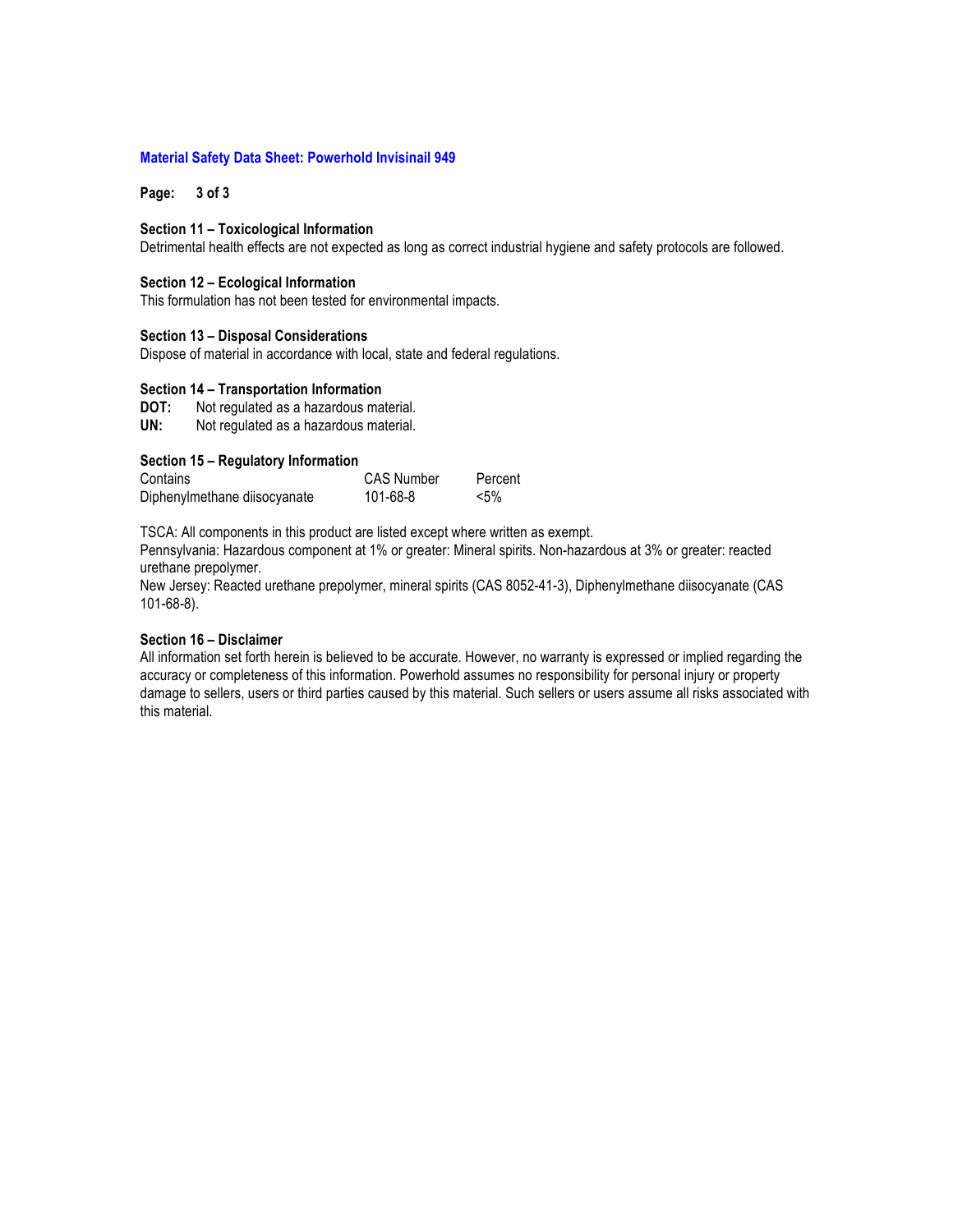**Material Safety Data Sheet: Powerhold Invisinail 949**

### Section 11 – Toxicological Information

Detrimental health effects are not expected as long as correct industrial hygiene and safety protocols are followed.

### Section 12 – Ecological Information

This formulation has not been tested for environmental impacts.

### Section 13 – Disposal Considerations

Dispose of material in accordance with local, state and federal regulations.

### Section 14 – Transportation Information

**DOT:** Not regulated as a hazardous material.
**UN:** Not regulated as a hazardous material.

### Section 15 – Regulatory Information

| Contains | CAS Number | Percent |
|---|---|---|
| Diphenylmethane diisocyanate | 101-68-8 | <5% |

TSCA: All components in this product are listed except where written as exempt.
Pennsylvania: Hazardous component at 1% or greater: Mineral spirits. Non-hazardous at 3% or greater: reacted urethane prepolymer.
New Jersey: Reacted urethane prepolymer, mineral spirits (CAS 8052-41-3), Diphenylmethane diisocyanate (CAS 101-68-8).

### Section 16 – Disclaimer

All information set forth herein is believed to be accurate. However, no warranty is expressed or implied regarding the accuracy or completeness of this information. Powerhold assumes no responsibility for personal injury or property damage to sellers, users or third parties caused by this material. Such sellers or users assume all risks associated with this material.